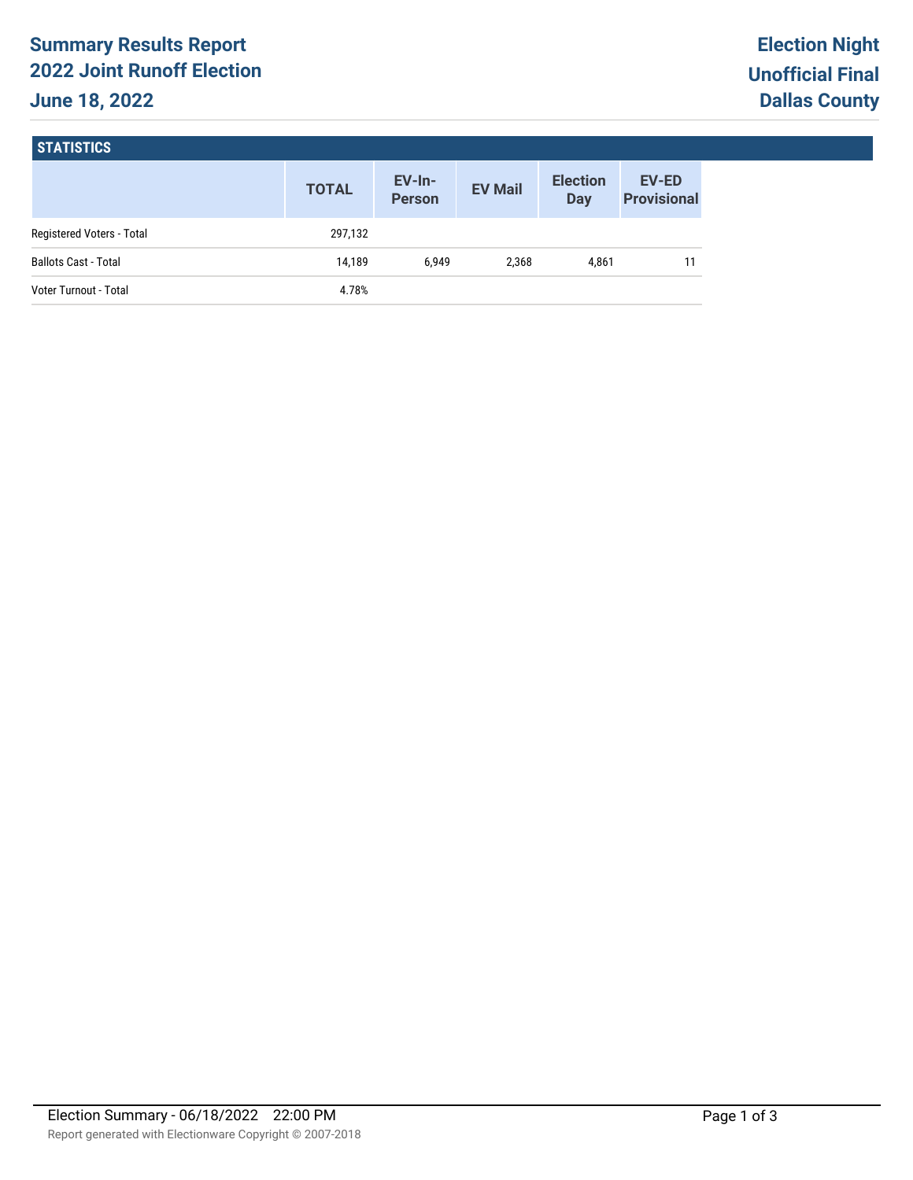# Summary Results Report
# 2022 Joint Runoff Election
# June 18, 2022

**Election Night**
**Unofficial Final**
**Dallas County**

## STATISTICS

| | TOTAL | EV-In-Person | EV Mail | Election Day | EV-ED Provisional |
|---|---|---|---|---|---|
| Registered Voters - Total | 297,132 | | | | |
| Ballots Cast - Total | 14,189 | 6,949 | 2,368 | 4,861 | 11 |
| Voter Turnout - Total | 4.78% | | | | |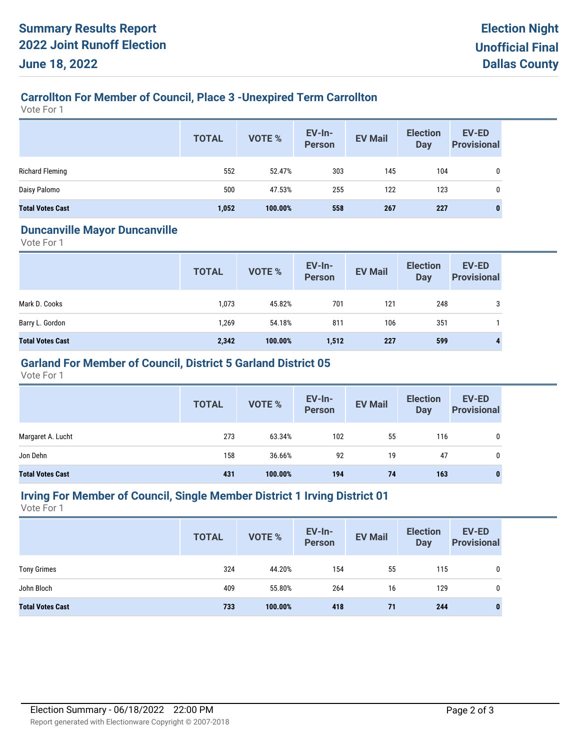# Summary Results Report
# 2022 Joint Runoff Election
# June 18, 2022

**Election Night**
**Unofficial Final**
**Dallas County**

## Carrollton For Member of Council, Place 3 -Unexpired Term Carrollton

Vote For 1

| | TOTAL | VOTE % | EV-In-Person | EV Mail | Election Day | EV-ED Provisional |
|---|---|---|---|---|---|---|
| Richard Fleming | 552 | 52.47% | 303 | 145 | 104 | 0 |
| Daisy Palomo | 500 | 47.53% | 255 | 122 | 123 | 0 |
| **Total Votes Cast** | **1,052** | **100.00%** | **558** | **267** | **227** | **0** |

## Duncanville Mayor Duncanville

Vote For 1

| | TOTAL | VOTE % | EV-In-Person | EV Mail | Election Day | EV-ED Provisional |
|---|---|---|---|---|---|---|
| Mark D. Cooks | 1,073 | 45.82% | 701 | 121 | 248 | 3 |
| Barry L. Gordon | 1,269 | 54.18% | 811 | 106 | 351 | 1 |
| **Total Votes Cast** | **2,342** | **100.00%** | **1,512** | **227** | **599** | **4** |

## Garland For Member of Council, District 5 Garland District 05

Vote For 1

| | TOTAL | VOTE % | EV-In-Person | EV Mail | Election Day | EV-ED Provisional |
|---|---|---|---|---|---|---|
| Margaret A. Lucht | 273 | 63.34% | 102 | 55 | 116 | 0 |
| Jon Dehn | 158 | 36.66% | 92 | 19 | 47 | 0 |
| **Total Votes Cast** | **431** | **100.00%** | **194** | **74** | **163** | **0** |

## Irving For Member of Council, Single Member District 1 Irving District 01

Vote For 1

| | TOTAL | VOTE % | EV-In-Person | EV Mail | Election Day | EV-ED Provisional |
|---|---|---|---|---|---|---|
| Tony Grimes | 324 | 44.20% | 154 | 55 | 115 | 0 |
| John Bloch | 409 | 55.80% | 264 | 16 | 129 | 0 |
| **Total Votes Cast** | **733** | **100.00%** | **418** | **71** | **244** | **0** |

Election Summary - 06/18/2022 22:00 PM

Report generated with Electionware Copyright © 2007-2018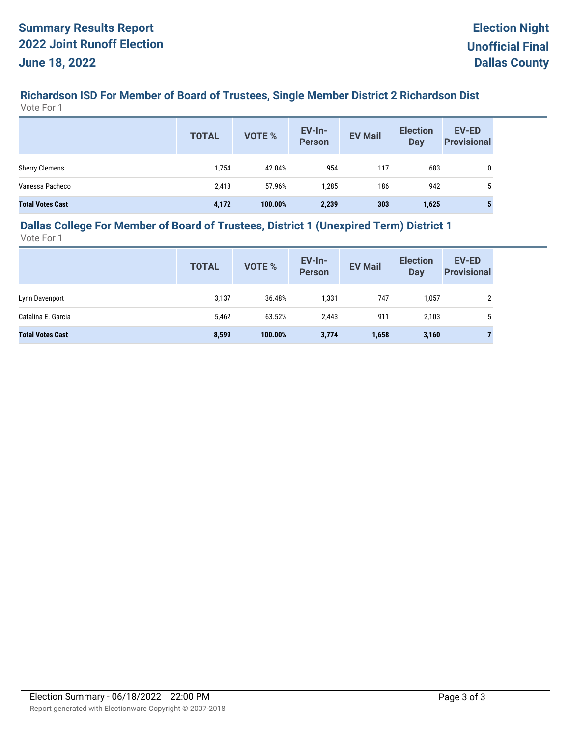# Summary Results Report
# 2022 Joint Runoff Election
# June 18, 2022

**Election Night**
**Unofficial Final**
**Dallas County**

## Richardson ISD For Member of Board of Trustees, Single Member District 2 Richardson Dist

Vote For 1

| | TOTAL | VOTE % | EV-In-Person | EV Mail | Election Day | EV-ED Provisional |
|---|---|---|---|---|---|---|
| Sherry Clemens | 1,754 | 42.04% | 954 | 117 | 683 | 0 |
| Vanessa Pacheco | 2,418 | 57.96% | 1,285 | 186 | 942 | 5 |
| **Total Votes Cast** | **4,172** | **100.00%** | **2,239** | **303** | **1,625** | **5** |

## Dallas College For Member of Board of Trustees, District 1 (Unexpired Term) District 1

Vote For 1

| | TOTAL | VOTE % | EV-In-Person | EV Mail | Election Day | EV-ED Provisional |
|---|---|---|---|---|---|---|
| Lynn Davenport | 3,137 | 36.48% | 1,331 | 747 | 1,057 | 2 |
| Catalina E. Garcia | 5,462 | 63.52% | 2,443 | 911 | 2,103 | 5 |
| **Total Votes Cast** | **8,599** | **100.00%** | **3,774** | **1,658** | **3,160** | **7** |

Election Summary - 06/18/2022 22:00 PM

Report generated with Electionware Copyright © 2007-2018